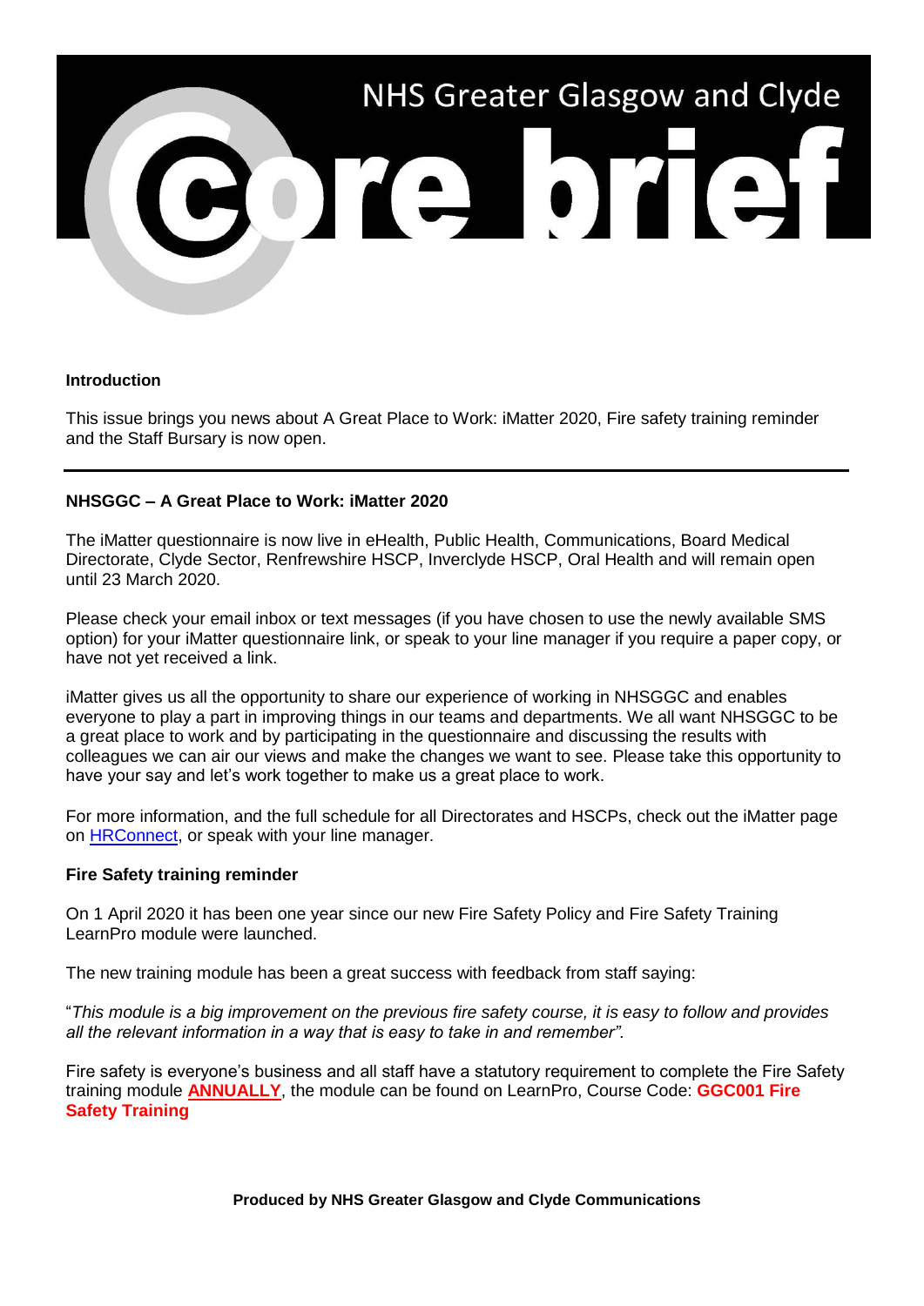# NHS Greater Glasgow and Clyde core brief

**Introduction**

This issue brings you news about A Great Place to Work: iMatter 2020, Fire safety training reminder and the Staff Bursary is now open.

---

## NHSGGC – A Great Place to Work: iMatter 2020

The iMatter questionnaire is now live in eHealth, Public Health, Communications, Board Medical Directorate, Clyde Sector, Renfrewshire HSCP, Inverclyde HSCP, Oral Health and will remain open until 23 March 2020.

Please check your email inbox or text messages (if you have chosen to use the newly available SMS option) for your iMatter questionnaire link, or speak to your line manager if you require a paper copy, or have not yet received a link.

iMatter gives us all the opportunity to share our experience of working in NHSGGC and enables everyone to play a part in improving things in our teams and departments. We all want NHSGGC to be a great place to work and by participating in the questionnaire and discussing the results with colleagues we can air our views and make the changes we want to see. Please take this opportunity to have your say and let's work together to make us a great place to work.

For more information, and the full schedule for all Directorates and HSCPs, check out the iMatter page on HRConnect, or speak with your line manager.

## Fire Safety training reminder

On 1 April 2020 it has been one year since our new Fire Safety Policy and Fire Safety Training LearnPro module were launched.

The new training module has been a great success with feedback from staff saying:

"*This module is a big improvement on the previous fire safety course, it is easy to follow and provides all the relevant information in a way that is easy to take in and remember".*

Fire safety is everyone's business and all staff have a statutory requirement to complete the Fire Safety training module **ANNUALLY**, the module can be found on LearnPro, Course Code: **GGC001 Fire Safety Training**

**Produced by NHS Greater Glasgow and Clyde Communications**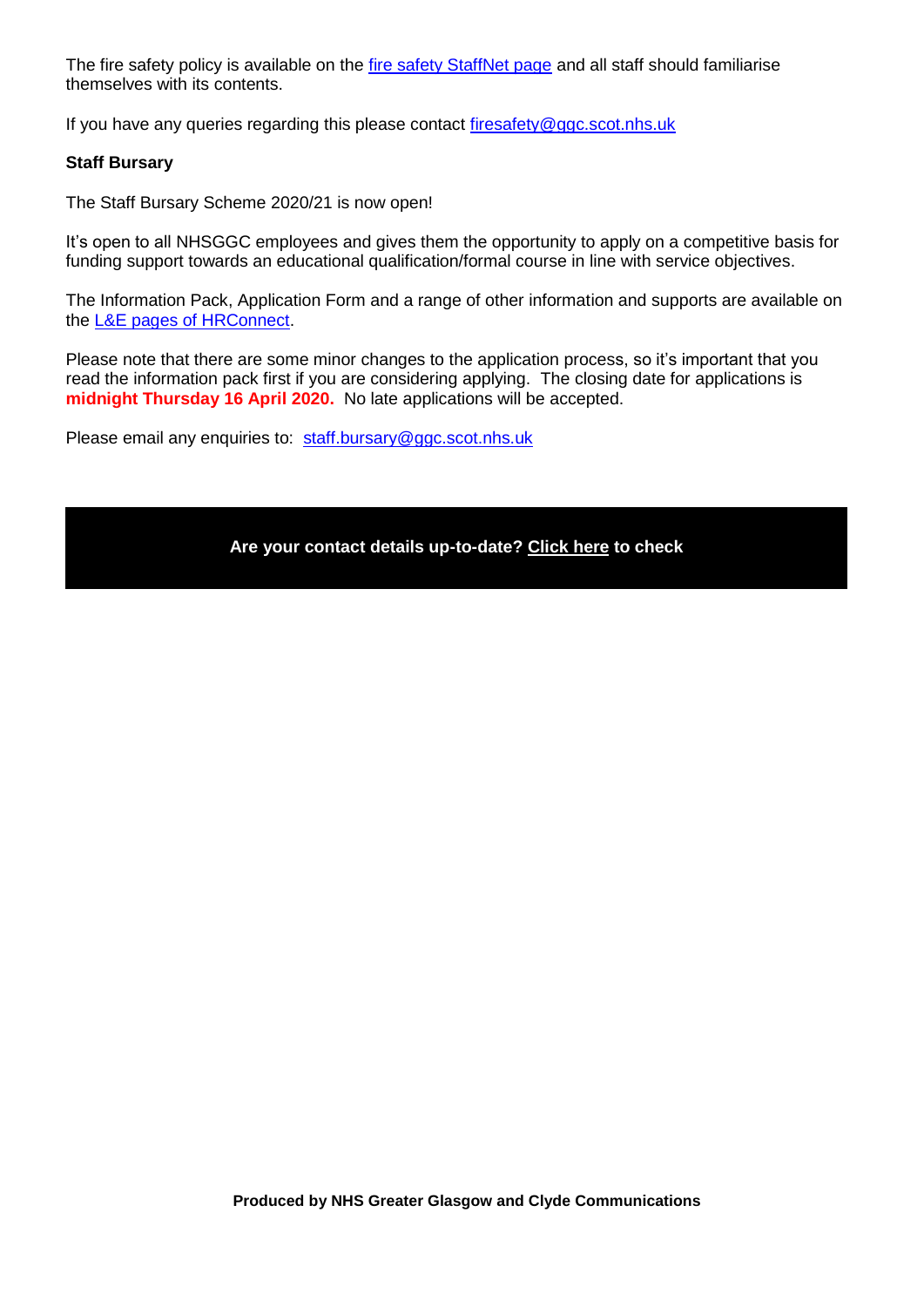The fire safety policy is available on the fire safety StaffNet page and all staff should familiarise themselves with its contents.

If you have any queries regarding this please contact firesafety@ggc.scot.nhs.uk

**Staff Bursary**

The Staff Bursary Scheme 2020/21 is now open!

It's open to all NHSGGC employees and gives them the opportunity to apply on a competitive basis for funding support towards an educational qualification/formal course in line with service objectives.

The Information Pack, Application Form and a range of other information and supports are available on the L&E pages of HRConnect.

Please note that there are some minor changes to the application process, so it's important that you read the information pack first if you are considering applying. The closing date for applications is **midnight Thursday 16 April 2020.** No late applications will be accepted.

Please email any enquiries to: staff.bursary@ggc.scot.nhs.uk

**Are your contact details up-to-date? Click here to check**

**Produced by NHS Greater Glasgow and Clyde Communications**